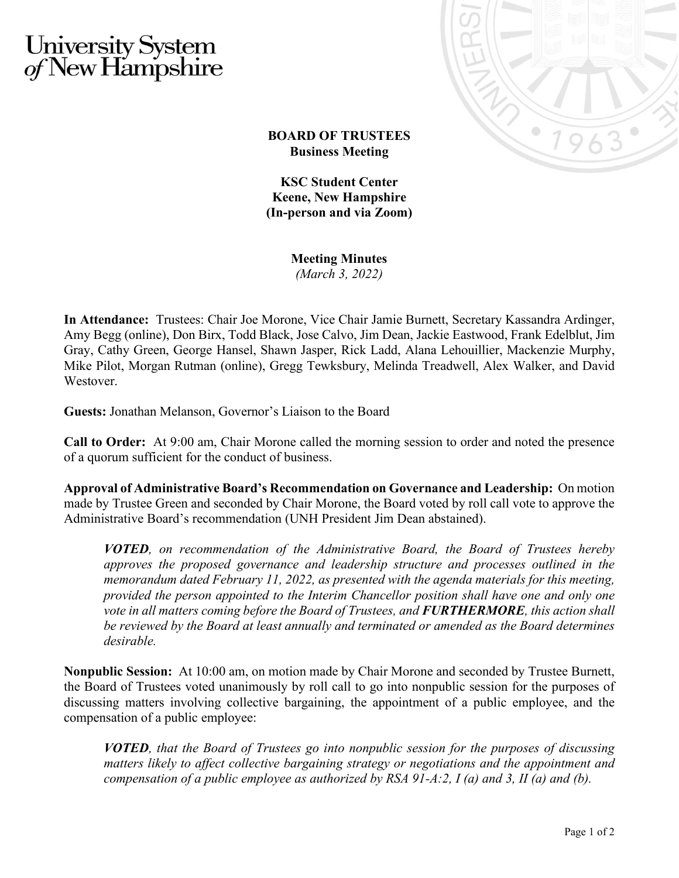University System of New Hampshire

**BOARD OF TRUSTEES**
**Business Meeting**

**KSC Student Center**
**Keene, New Hampshire**
**(In-person and via Zoom)**

**Meeting Minutes**
*(March 3, 2022)*

**In Attendance:** Trustees: Chair Joe Morone, Vice Chair Jamie Burnett, Secretary Kassandra Ardinger, Amy Begg (online), Don Birx, Todd Black, Jose Calvo, Jim Dean, Jackie Eastwood, Frank Edelblut, Jim Gray, Cathy Green, George Hansel, Shawn Jasper, Rick Ladd, Alana Lehouillier, Mackenzie Murphy, Mike Pilot, Morgan Rutman (online), Gregg Tewksbury, Melinda Treadwell, Alex Walker, and David Westover.

**Guests:** Jonathan Melanson, Governor's Liaison to the Board

**Call to Order:** At 9:00 am, Chair Morone called the morning session to order and noted the presence of a quorum sufficient for the conduct of business.

**Approval of Administrative Board's Recommendation on Governance and Leadership:** On motion made by Trustee Green and seconded by Chair Morone, the Board voted by roll call vote to approve the Administrative Board's recommendation (UNH President Jim Dean abstained).

> ***VOTED****, on recommendation of the Administrative Board, the Board of Trustees hereby approves the proposed governance and leadership structure and processes outlined in the memorandum dated February 11, 2022, as presented with the agenda materials for this meeting, provided the person appointed to the Interim Chancellor position shall have one and only one vote in all matters coming before the Board of Trustees, and* ***FURTHERMORE****, this action shall be reviewed by the Board at least annually and terminated or amended as the Board determines desirable.*

**Nonpublic Session:** At 10:00 am, on motion made by Chair Morone and seconded by Trustee Burnett, the Board of Trustees voted unanimously by roll call to go into nonpublic session for the purposes of discussing matters involving collective bargaining, the appointment of a public employee, and the compensation of a public employee:

> ***VOTED****, that the Board of Trustees go into nonpublic session for the purposes of discussing matters likely to affect collective bargaining strategy or negotiations and the appointment and compensation of a public employee as authorized by RSA 91-A:2, I (a) and 3, II (a) and (b).*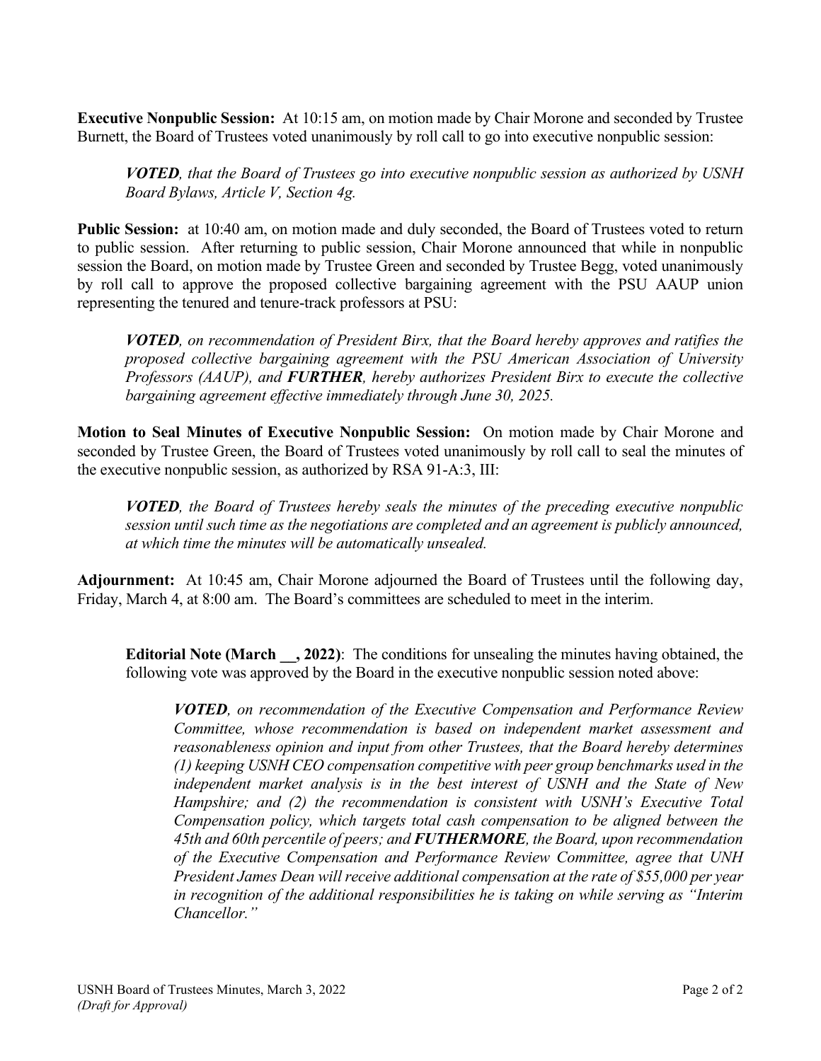**Executive Nonpublic Session:** At 10:15 am, on motion made by Chair Morone and seconded by Trustee Burnett, the Board of Trustees voted unanimously by roll call to go into executive nonpublic session:

> ***VOTED****, that the Board of Trustees go into executive nonpublic session as authorized by USNH Board Bylaws, Article V, Section 4g.*

**Public Session:** at 10:40 am, on motion made and duly seconded, the Board of Trustees voted to return to public session. After returning to public session, Chair Morone announced that while in nonpublic session the Board, on motion made by Trustee Green and seconded by Trustee Begg, voted unanimously by roll call to approve the proposed collective bargaining agreement with the PSU AAUP union representing the tenured and tenure-track professors at PSU:

> ***VOTED****, on recommendation of President Birx, that the Board hereby approves and ratifies the proposed collective bargaining agreement with the PSU American Association of University Professors (AAUP), and* ***FURTHER****, hereby authorizes President Birx to execute the collective bargaining agreement effective immediately through June 30, 2025.*

**Motion to Seal Minutes of Executive Nonpublic Session:** On motion made by Chair Morone and seconded by Trustee Green, the Board of Trustees voted unanimously by roll call to seal the minutes of the executive nonpublic session, as authorized by RSA 91-A:3, III:

> ***VOTED****, the Board of Trustees hereby seals the minutes of the preceding executive nonpublic session until such time as the negotiations are completed and an agreement is publicly announced, at which time the minutes will be automatically unsealed.*

**Adjournment:** At 10:45 am, Chair Morone adjourned the Board of Trustees until the following day, Friday, March 4, at 8:00 am. The Board's committees are scheduled to meet in the interim.

> **Editorial Note (March __, 2022)**: The conditions for unsealing the minutes having obtained, the following vote was approved by the Board in the executive nonpublic session noted above:
>
> > ***VOTED****, on recommendation of the Executive Compensation and Performance Review Committee, whose recommendation is based on independent market assessment and reasonableness opinion and input from other Trustees, that the Board hereby determines (1) keeping USNH CEO compensation competitive with peer group benchmarks used in the independent market analysis is in the best interest of USNH and the State of New Hampshire; and (2) the recommendation is consistent with USNH's Executive Total Compensation policy, which targets total cash compensation to be aligned between the 45th and 60th percentile of peers; and* ***FUTHERMORE****, the Board, upon recommendation of the Executive Compensation and Performance Review Committee, agree that UNH President James Dean will receive additional compensation at the rate of $55,000 per year in recognition of the additional responsibilities he is taking on while serving as "Interim Chancellor."*

USNH Board of Trustees Minutes, March 3, 2022
*(Draft for Approval)*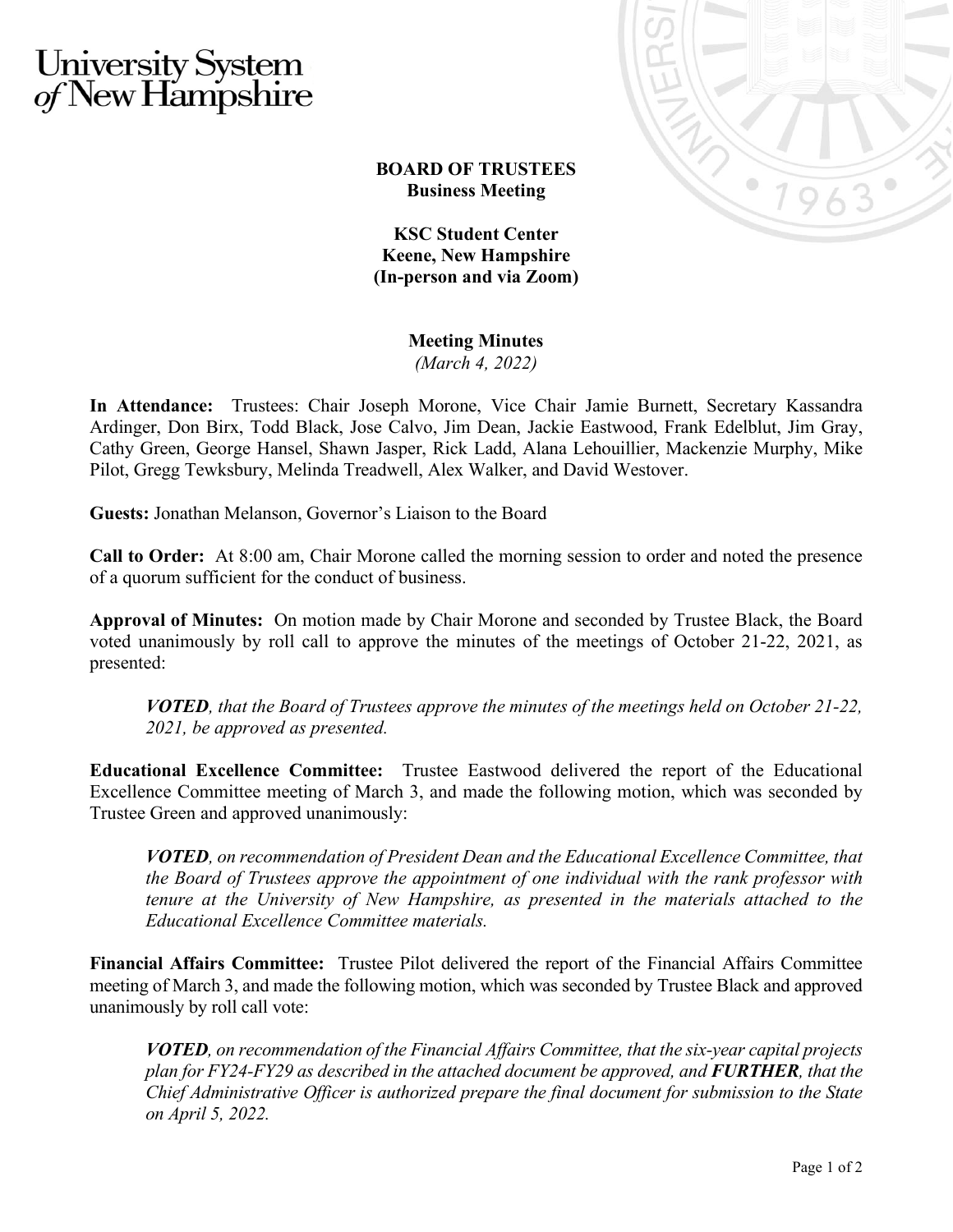# University System *of* New Hampshire

**BOARD OF TRUSTEES**
**Business Meeting**

**KSC Student Center**
**Keene, New Hampshire**
**(In-person and via Zoom)**

**Meeting Minutes**
*(March 4, 2022)*

**In Attendance:** Trustees: Chair Joseph Morone, Vice Chair Jamie Burnett, Secretary Kassandra Ardinger, Don Birx, Todd Black, Jose Calvo, Jim Dean, Jackie Eastwood, Frank Edelblut, Jim Gray, Cathy Green, George Hansel, Shawn Jasper, Rick Ladd, Alana Lehouillier, Mackenzie Murphy, Mike Pilot, Gregg Tewksbury, Melinda Treadwell, Alex Walker, and David Westover.

**Guests:** Jonathan Melanson, Governor's Liaison to the Board

**Call to Order:** At 8:00 am, Chair Morone called the morning session to order and noted the presence of a quorum sufficient for the conduct of business.

**Approval of Minutes:** On motion made by Chair Morone and seconded by Trustee Black, the Board voted unanimously by roll call to approve the minutes of the meetings of October 21-22, 2021, as presented:

> ***VOTED**, that the Board of Trustees approve the minutes of the meetings held on October 21-22, 2021, be approved as presented.*

**Educational Excellence Committee:** Trustee Eastwood delivered the report of the Educational Excellence Committee meeting of March 3, and made the following motion, which was seconded by Trustee Green and approved unanimously:

> ***VOTED**, on recommendation of President Dean and the Educational Excellence Committee, that the Board of Trustees approve the appointment of one individual with the rank professor with tenure at the University of New Hampshire, as presented in the materials attached to the Educational Excellence Committee materials.*

**Financial Affairs Committee:** Trustee Pilot delivered the report of the Financial Affairs Committee meeting of March 3, and made the following motion, which was seconded by Trustee Black and approved unanimously by roll call vote:

> ***VOTED**, on recommendation of the Financial Affairs Committee, that the six-year capital projects plan for FY24-FY29 as described in the attached document be approved, and **FURTHER**, that the Chief Administrative Officer is authorized prepare the final document for submission to the State on April 5, 2022.*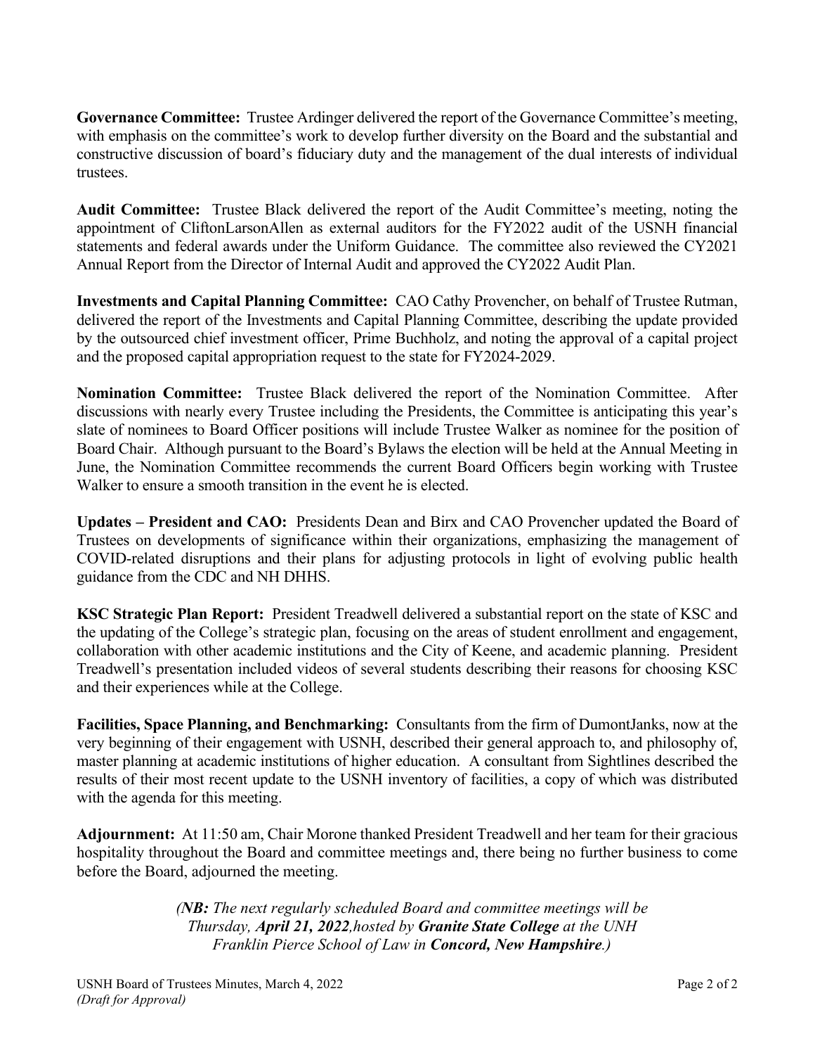**Governance Committee:** Trustee Ardinger delivered the report of the Governance Committee's meeting, with emphasis on the committee's work to develop further diversity on the Board and the substantial and constructive discussion of board's fiduciary duty and the management of the dual interests of individual trustees.

**Audit Committee:** Trustee Black delivered the report of the Audit Committee's meeting, noting the appointment of CliftonLarsonAllen as external auditors for the FY2022 audit of the USNH financial statements and federal awards under the Uniform Guidance. The committee also reviewed the CY2021 Annual Report from the Director of Internal Audit and approved the CY2022 Audit Plan.

**Investments and Capital Planning Committee:** CAO Cathy Provencher, on behalf of Trustee Rutman, delivered the report of the Investments and Capital Planning Committee, describing the update provided by the outsourced chief investment officer, Prime Buchholz, and noting the approval of a capital project and the proposed capital appropriation request to the state for FY2024-2029.

**Nomination Committee:** Trustee Black delivered the report of the Nomination Committee. After discussions with nearly every Trustee including the Presidents, the Committee is anticipating this year's slate of nominees to Board Officer positions will include Trustee Walker as nominee for the position of Board Chair. Although pursuant to the Board's Bylaws the election will be held at the Annual Meeting in June, the Nomination Committee recommends the current Board Officers begin working with Trustee Walker to ensure a smooth transition in the event he is elected.

**Updates – President and CAO:** Presidents Dean and Birx and CAO Provencher updated the Board of Trustees on developments of significance within their organizations, emphasizing the management of COVID-related disruptions and their plans for adjusting protocols in light of evolving public health guidance from the CDC and NH DHHS.

**KSC Strategic Plan Report:** President Treadwell delivered a substantial report on the state of KSC and the updating of the College's strategic plan, focusing on the areas of student enrollment and engagement, collaboration with other academic institutions and the City of Keene, and academic planning. President Treadwell's presentation included videos of several students describing their reasons for choosing KSC and their experiences while at the College.

**Facilities, Space Planning, and Benchmarking:** Consultants from the firm of DumontJanks, now at the very beginning of their engagement with USNH, described their general approach to, and philosophy of, master planning at academic institutions of higher education. A consultant from Sightlines described the results of their most recent update to the USNH inventory of facilities, a copy of which was distributed with the agenda for this meeting.

**Adjournment:** At 11:50 am, Chair Morone thanked President Treadwell and her team for their gracious hospitality throughout the Board and committee meetings and, there being no further business to come before the Board, adjourned the meeting.

*(**NB:** The next regularly scheduled Board and committee meetings will be Thursday, **April 21, 2022**,hosted by **Granite State College** at the UNH Franklin Pierce School of Law in **Concord, New Hampshire**.)*

USNH Board of Trustees Minutes, March 4, 2022
*(Draft for Approval)*